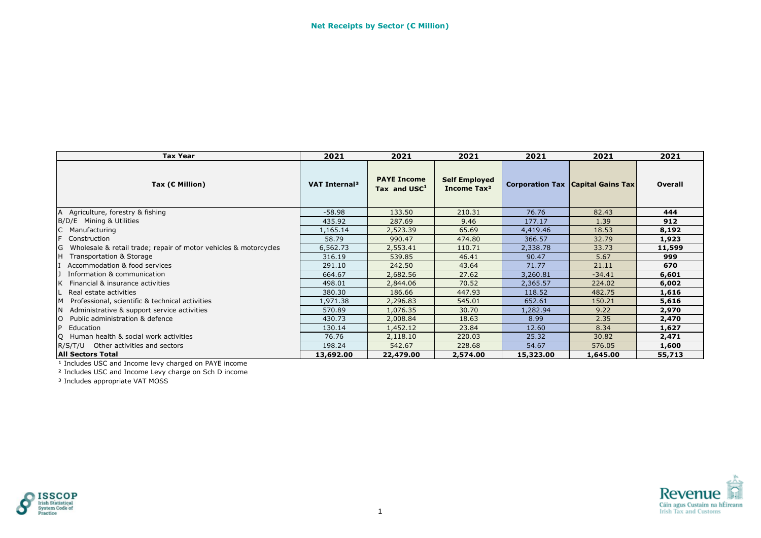# Net Receipts by Sector (€ Million)

| Tax Year | 2021 | 2021 | 2021 | 2021 | 2021 | 2021 |
|---|---|---|---|---|---|---|
| **Tax (€ Million)** | **VAT Internal[3]** | **PAYE Income Tax and USC[1]** | **Self Employed Income Tax[2]** | **Corporation Tax** | **Capital Gains Tax** | **Overall** |
| A Agriculture, forestry & fishing | -58.98 | 133.50 | 210.31 | 76.76 | 82.43 | **444** |
| B/D/E Mining & Utilities | 435.92 | 287.69 | 9.46 | 177.17 | 1.39 | **912** |
| C Manufacturing | 1,165.14 | 2,523.39 | 65.69 | 4,419.46 | 18.53 | **8,192** |
| F Construction | 58.79 | 990.47 | 474.80 | 366.57 | 32.79 | **1,923** |
| G Wholesale & retail trade; repair of motor vehicles & motorcycles | 6,562.73 | 2,553.41 | 110.71 | 2,338.78 | 33.73 | **11,599** |
| H Transportation & Storage | 316.19 | 539.85 | 46.41 | 90.47 | 5.67 | **999** |
| I Accommodation & food services | 291.10 | 242.50 | 43.64 | 71.77 | 21.11 | **670** |
| J Information & communication | 664.67 | 2,682.56 | 27.62 | 3,260.81 | -34.41 | **6,601** |
| K Financial & insurance activities | 498.01 | 2,844.06 | 70.52 | 2,365.57 | 224.02 | **6,002** |
| L Real estate activities | 380.30 | 186.66 | 447.93 | 118.52 | 482.75 | **1,616** |
| M Professional, scientific & technical activities | 1,971.38 | 2,296.83 | 545.01 | 652.61 | 150.21 | **5,616** |
| N Administrative & support service activities | 570.89 | 1,076.35 | 30.70 | 1,282.94 | 9.22 | **2,970** |
| O Public administration & defence | 430.73 | 2,008.84 | 18.63 | 8.99 | 2.35 | **2,470** |
| P Education | 130.14 | 1,452.12 | 23.84 | 12.60 | 8.34 | **1,627** |
| Q Human health & social work activities | 76.76 | 2,118.10 | 220.03 | 25.32 | 30.82 | **2,471** |
| R/S/T/U Other activities and sectors | 198.24 | 542.67 | 228.68 | 54.67 | 576.05 | **1,600** |
| **All Sectors Total** | **13,692.00** | **22,479.00** | **2,574.00** | **15,323.00** | **1,645.00** | **55,713** |

[1] Includes USC and Income levy charged on PAYE income

[2] Includes USC and Income Levy charge on Sch D income

[3] Includes appropriate VAT MOSS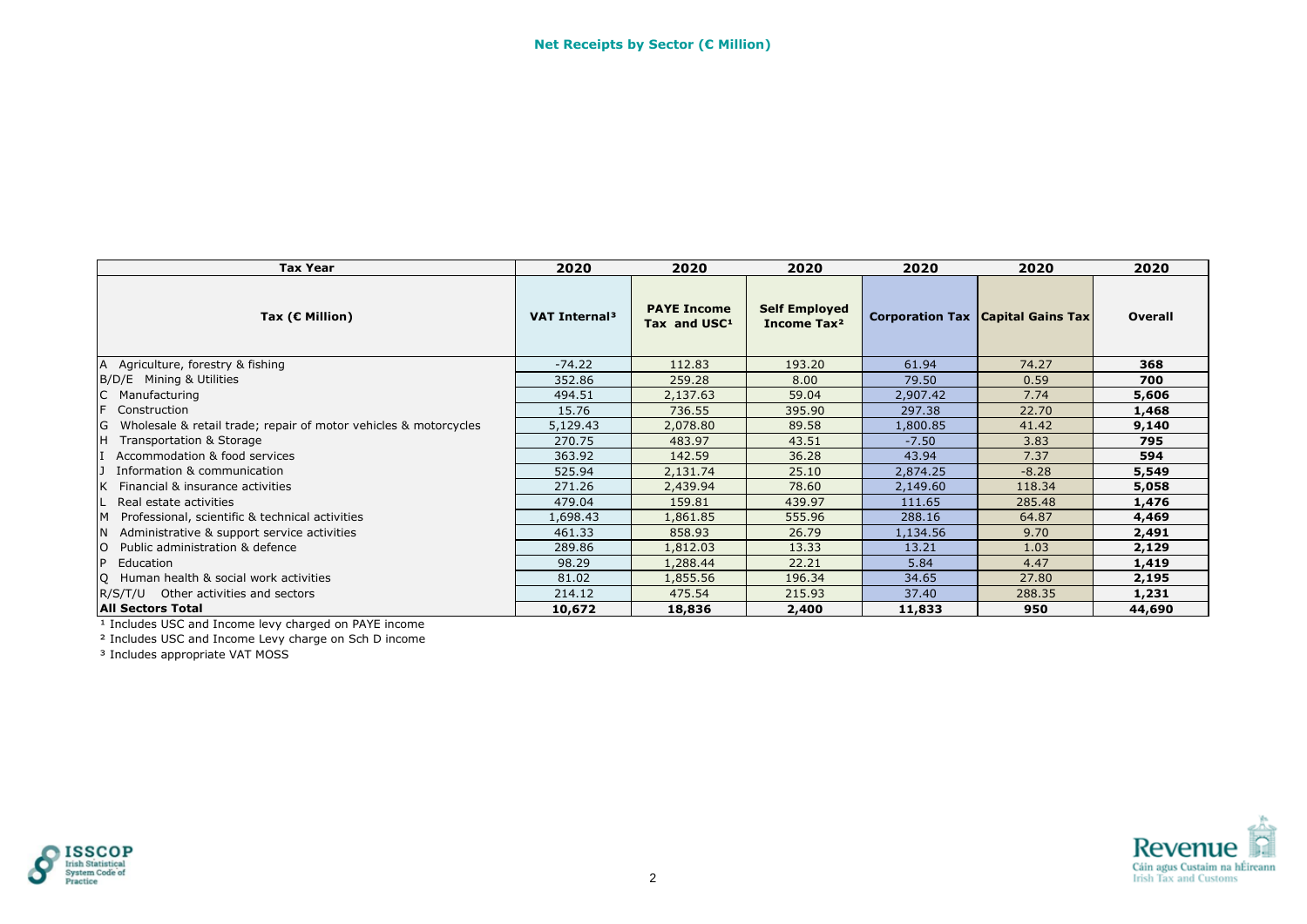## Net Receipts by Sector (€ Million)

| Tax Year | 2020 | 2020 | 2020 | 2020 | 2020 | 2020 |
|---|---|---|---|---|---|---|
| Tax (€ Million) | VAT Internal[3] | PAYE Income Tax and USC[1] | Self Employed Income Tax[2] | Corporation Tax | Capital Gains Tax | Overall |
| A Agriculture, forestry & fishing | -74.22 | 112.83 | 193.20 | 61.94 | 74.27 | **368** |
| B/D/E Mining & Utilities | 352.86 | 259.28 | 8.00 | 79.50 | 0.59 | **700** |
| C Manufacturing | 494.51 | 2,137.63 | 59.04 | 2,907.42 | 7.74 | **5,606** |
| F Construction | 15.76 | 736.55 | 395.90 | 297.38 | 22.70 | **1,468** |
| G Wholesale & retail trade; repair of motor vehicles & motorcycles | 5,129.43 | 2,078.80 | 89.58 | 1,800.85 | 41.42 | **9,140** |
| H Transportation & Storage | 270.75 | 483.97 | 43.51 | -7.50 | 3.83 | **795** |
| I Accommodation & food services | 363.92 | 142.59 | 36.28 | 43.94 | 7.37 | **594** |
| J Information & communication | 525.94 | 2,131.74 | 25.10 | 2,874.25 | -8.28 | **5,549** |
| K Financial & insurance activities | 271.26 | 2,439.94 | 78.60 | 2,149.60 | 118.34 | **5,058** |
| L Real estate activities | 479.04 | 159.81 | 439.97 | 111.65 | 285.48 | **1,476** |
| M Professional, scientific & technical activities | 1,698.43 | 1,861.85 | 555.96 | 288.16 | 64.87 | **4,469** |
| N Administrative & support service activities | 461.33 | 858.93 | 26.79 | 1,134.56 | 9.70 | **2,491** |
| O Public administration & defence | 289.86 | 1,812.03 | 13.33 | 13.21 | 1.03 | **2,129** |
| P Education | 98.29 | 1,288.44 | 22.21 | 5.84 | 4.47 | **1,419** |
| Q Human health & social work activities | 81.02 | 1,855.56 | 196.34 | 34.65 | 27.80 | **2,195** |
| R/S/T/U Other activities and sectors | 214.12 | 475.54 | 215.93 | 37.40 | 288.35 | **1,231** |
| **All Sectors Total** | **10,672** | **18,836** | **2,400** | **11,833** | **950** | **44,690** |

[1] Includes USC and Income levy charged on PAYE income

[2] Includes USC and Income Levy charge on Sch D income

[3] Includes appropriate VAT MOSS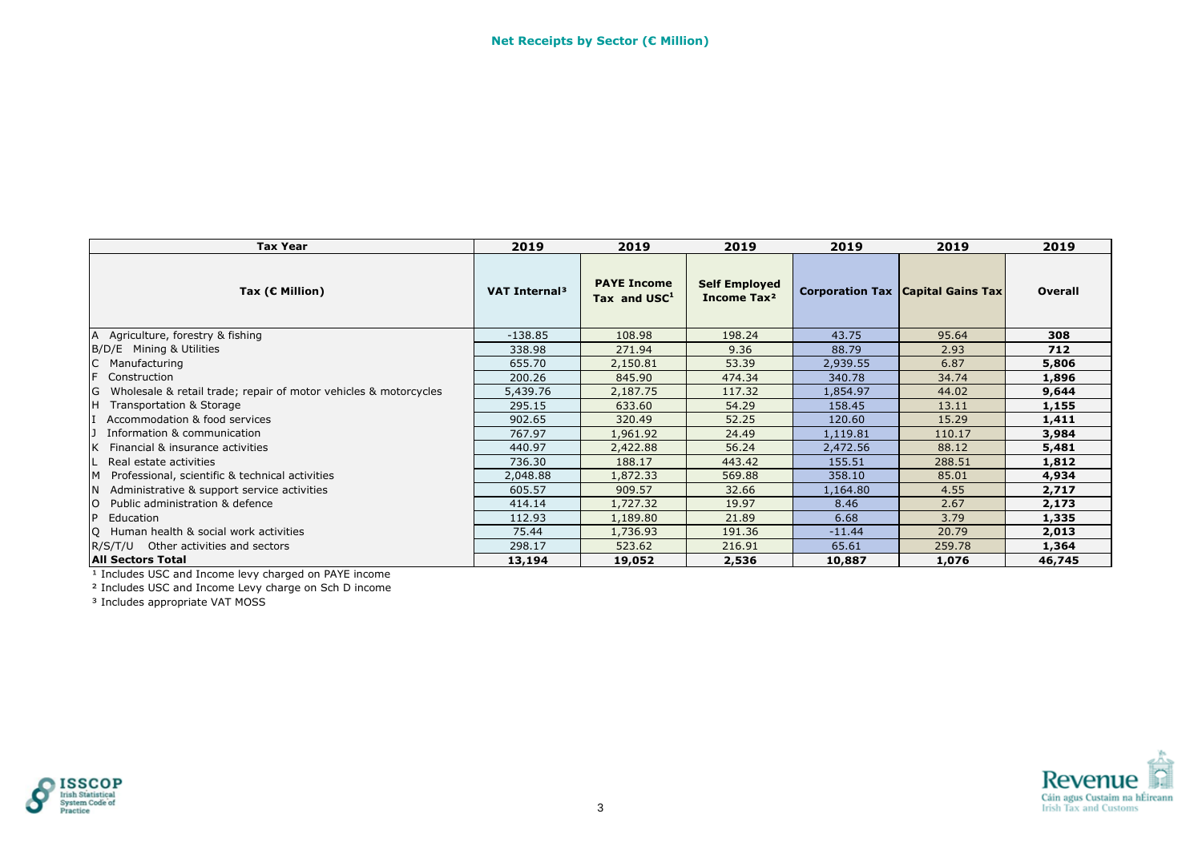## Net Receipts by Sector (€ Million)

| Tax Year | 2019 | 2019 | 2019 | 2019 | 2019 | 2019 |
|---|---|---|---|---|---|---|
| Tax (€ Million) | VAT Internal[3] | PAYE Income Tax and USC[1] | Self Employed Income Tax[2] | Corporation Tax | Capital Gains Tax | Overall |
| A Agriculture, forestry & fishing | -138.85 | 108.98 | 198.24 | 43.75 | 95.64 | **308** |
| B/D/E Mining & Utilities | 338.98 | 271.94 | 9.36 | 88.79 | 2.93 | **712** |
| C Manufacturing | 655.70 | 2,150.81 | 53.39 | 2,939.55 | 6.87 | **5,806** |
| F Construction | 200.26 | 845.90 | 474.34 | 340.78 | 34.74 | **1,896** |
| G Wholesale & retail trade; repair of motor vehicles & motorcycles | 5,439.76 | 2,187.75 | 117.32 | 1,854.97 | 44.02 | **9,644** |
| H Transportation & Storage | 295.15 | 633.60 | 54.29 | 158.45 | 13.11 | **1,155** |
| I Accommodation & food services | 902.65 | 320.49 | 52.25 | 120.60 | 15.29 | **1,411** |
| J Information & communication | 767.97 | 1,961.92 | 24.49 | 1,119.81 | 110.17 | **3,984** |
| K Financial & insurance activities | 440.97 | 2,422.88 | 56.24 | 2,472.56 | 88.12 | **5,481** |
| L Real estate activities | 736.30 | 188.17 | 443.42 | 155.51 | 288.51 | **1,812** |
| M Professional, scientific & technical activities | 2,048.88 | 1,872.33 | 569.88 | 358.10 | 85.01 | **4,934** |
| N Administrative & support service activities | 605.57 | 909.57 | 32.66 | 1,164.80 | 4.55 | **2,717** |
| O Public administration & defence | 414.14 | 1,727.32 | 19.97 | 8.46 | 2.67 | **2,173** |
| P Education | 112.93 | 1,189.80 | 21.89 | 6.68 | 3.79 | **1,335** |
| Q Human health & social work activities | 75.44 | 1,736.93 | 191.36 | -11.44 | 20.79 | **2,013** |
| R/S/T/U Other activities and sectors | 298.17 | 523.62 | 216.91 | 65.61 | 259.78 | **1,364** |
| **All Sectors Total** | **13,194** | **19,052** | **2,536** | **10,887** | **1,076** | **46,745** |

[1] Includes USC and Income levy charged on PAYE income

[2] Includes USC and Income Levy charge on Sch D income

[3] Includes appropriate VAT MOSS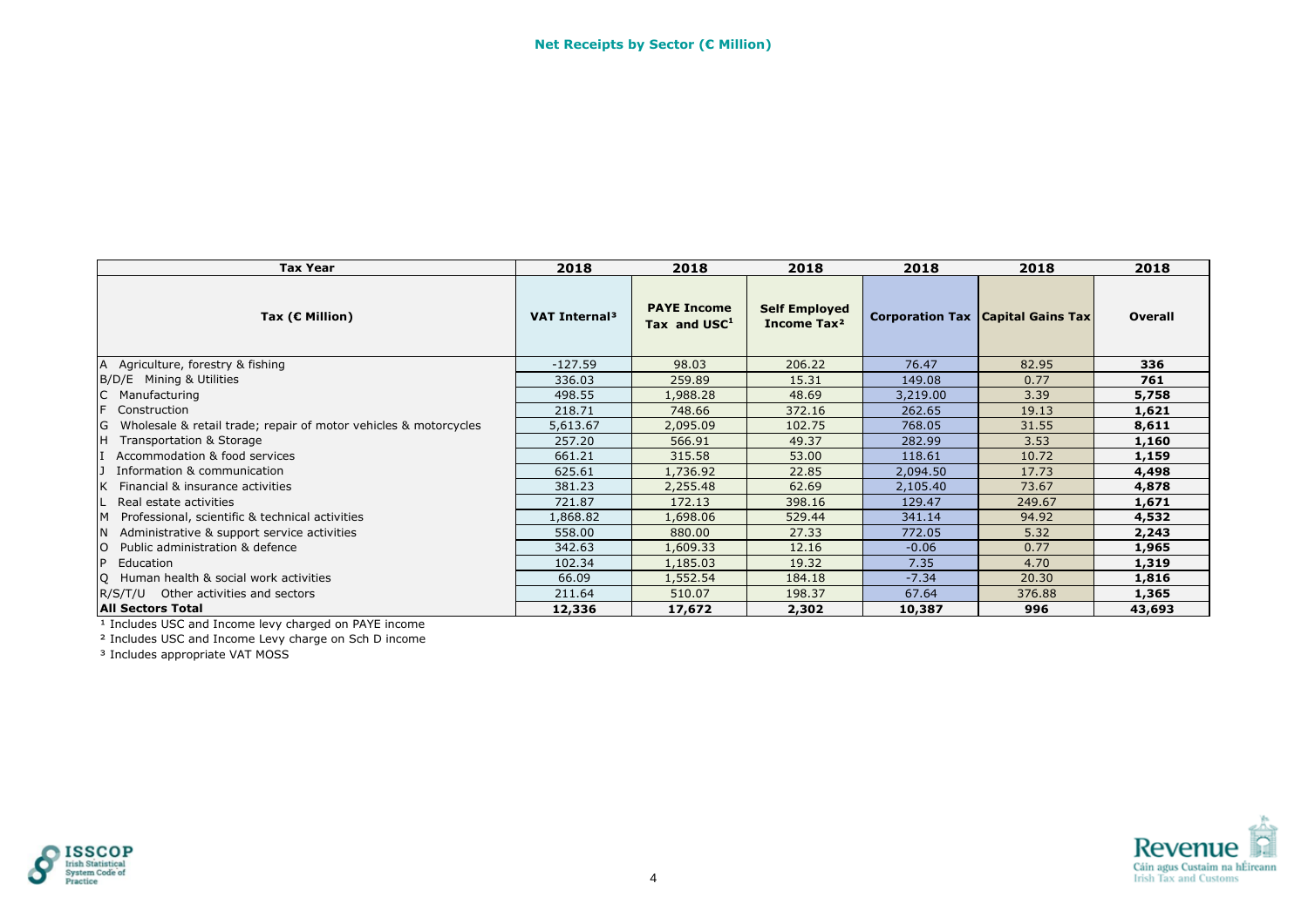## Net Receipts by Sector (€ Million)

| Tax Year | 2018 | 2018 | 2018 | 2018 | 2018 | 2018 |
|---|---|---|---|---|---|---|
| **Tax (€ Million)** | **VAT Internal[3]** | **PAYE Income Tax and USC[1]** | **Self Employed Income Tax[2]** | **Corporation Tax** | **Capital Gains Tax** | **Overall** |
| A Agriculture, forestry & fishing | -127.59 | 98.03 | 206.22 | 76.47 | 82.95 | **336** |
| B/D/E Mining & Utilities | 336.03 | 259.89 | 15.31 | 149.08 | 0.77 | **761** |
| C Manufacturing | 498.55 | 1,988.28 | 48.69 | 3,219.00 | 3.39 | **5,758** |
| F Construction | 218.71 | 748.66 | 372.16 | 262.65 | 19.13 | **1,621** |
| G Wholesale & retail trade; repair of motor vehicles & motorcycles | 5,613.67 | 2,095.09 | 102.75 | 768.05 | 31.55 | **8,611** |
| H Transportation & Storage | 257.20 | 566.91 | 49.37 | 282.99 | 3.53 | **1,160** |
| I Accommodation & food services | 661.21 | 315.58 | 53.00 | 118.61 | 10.72 | **1,159** |
| J Information & communication | 625.61 | 1,736.92 | 22.85 | 2,094.50 | 17.73 | **4,498** |
| K Financial & insurance activities | 381.23 | 2,255.48 | 62.69 | 2,105.40 | 73.67 | **4,878** |
| L Real estate activities | 721.87 | 172.13 | 398.16 | 129.47 | 249.67 | **1,671** |
| M Professional, scientific & technical activities | 1,868.82 | 1,698.06 | 529.44 | 341.14 | 94.92 | **4,532** |
| N Administrative & support service activities | 558.00 | 880.00 | 27.33 | 772.05 | 5.32 | **2,243** |
| O Public administration & defence | 342.63 | 1,609.33 | 12.16 | -0.06 | 0.77 | **1,965** |
| P Education | 102.34 | 1,185.03 | 19.32 | 7.35 | 4.70 | **1,319** |
| Q Human health & social work activities | 66.09 | 1,552.54 | 184.18 | -7.34 | 20.30 | **1,816** |
| R/S/T/U Other activities and sectors | 211.64 | 510.07 | 198.37 | 67.64 | 376.88 | **1,365** |
| **All Sectors Total** | **12,336** | **17,672** | **2,302** | **10,387** | **996** | **43,693** |

[1] Includes USC and Income levy charged on PAYE income

[2] Includes USC and Income Levy charge on Sch D income

[3] Includes appropriate VAT MOSS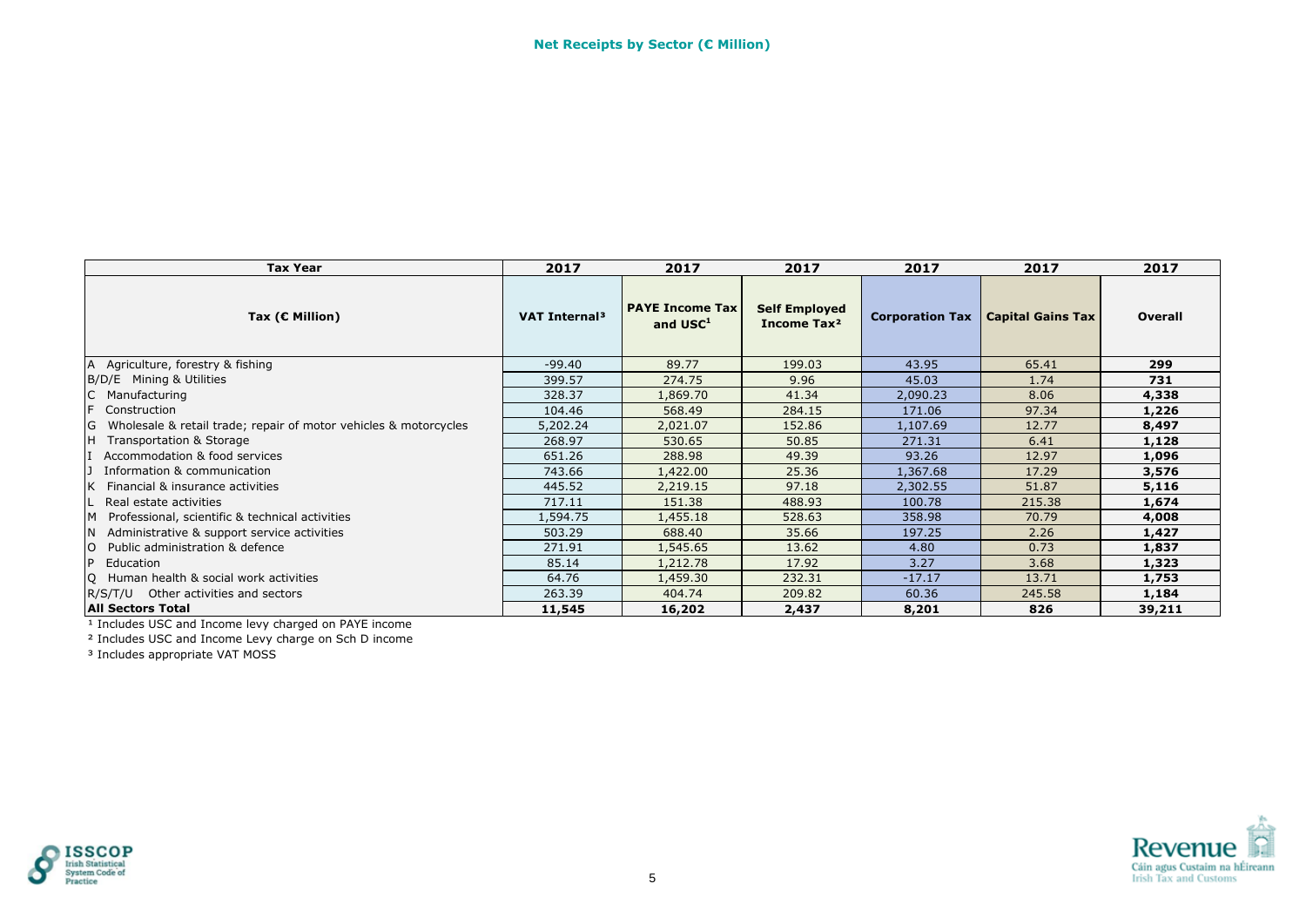## Net Receipts by Sector (€ Million)

| Tax Year | 2017 | 2017 | 2017 | 2017 | 2017 | 2017 |
|---|---|---|---|---|---|---|
| **Tax (€ Million)** | **VAT Internal[3]** | **PAYE Income Tax and USC[1]** | **Self Employed Income Tax[2]** | **Corporation Tax** | **Capital Gains Tax** | **Overall** |
| A Agriculture, forestry & fishing | -99.40 | 89.77 | 199.03 | 43.95 | 65.41 | **299** |
| B/D/E Mining & Utilities | 399.57 | 274.75 | 9.96 | 45.03 | 1.74 | **731** |
| C Manufacturing | 328.37 | 1,869.70 | 41.34 | 2,090.23 | 8.06 | **4,338** |
| F Construction | 104.46 | 568.49 | 284.15 | 171.06 | 97.34 | **1,226** |
| G Wholesale & retail trade; repair of motor vehicles & motorcycles | 5,202.24 | 2,021.07 | 152.86 | 1,107.69 | 12.77 | **8,497** |
| H Transportation & Storage | 268.97 | 530.65 | 50.85 | 271.31 | 6.41 | **1,128** |
| I Accommodation & food services | 651.26 | 288.98 | 49.39 | 93.26 | 12.97 | **1,096** |
| J Information & communication | 743.66 | 1,422.00 | 25.36 | 1,367.68 | 17.29 | **3,576** |
| K Financial & insurance activities | 445.52 | 2,219.15 | 97.18 | 2,302.55 | 51.87 | **5,116** |
| L Real estate activities | 717.11 | 151.38 | 488.93 | 100.78 | 215.38 | **1,674** |
| M Professional, scientific & technical activities | 1,594.75 | 1,455.18 | 528.63 | 358.98 | 70.79 | **4,008** |
| N Administrative & support service activities | 503.29 | 688.40 | 35.66 | 197.25 | 2.26 | **1,427** |
| O Public administration & defence | 271.91 | 1,545.65 | 13.62 | 4.80 | 0.73 | **1,837** |
| P Education | 85.14 | 1,212.78 | 17.92 | 3.27 | 3.68 | **1,323** |
| Q Human health & social work activities | 64.76 | 1,459.30 | 232.31 | -17.17 | 13.71 | **1,753** |
| R/S/T/U Other activities and sectors | 263.39 | 404.74 | 209.82 | 60.36 | 245.58 | **1,184** |
| **All Sectors Total** | **11,545** | **16,202** | **2,437** | **8,201** | **826** | **39,211** |

[1] Includes USC and Income levy charged on PAYE income

[2] Includes USC and Income Levy charge on Sch D income

[3] Includes appropriate VAT MOSS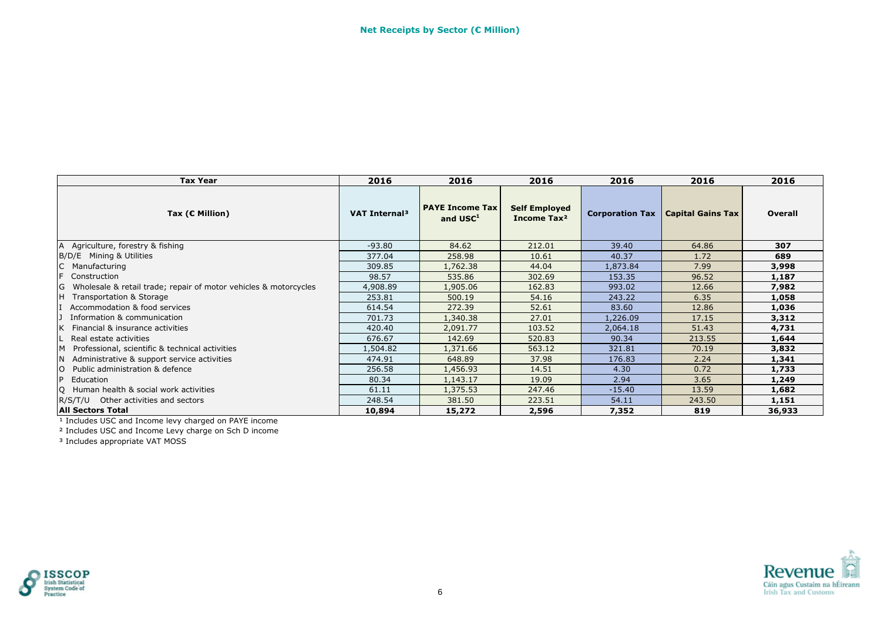## Net Receipts by Sector (€ Million)

| Tax Year | 2016 | 2016 | 2016 | 2016 | 2016 | 2016 |
|---|---|---|---|---|---|---|
| Tax (€ Million) | VAT Internal[3] | PAYE Income Tax and USC[1] | Self Employed Income Tax[2] | Corporation Tax | Capital Gains Tax | Overall |
| A Agriculture, forestry & fishing | -93.80 | 84.62 | 212.01 | 39.40 | 64.86 | **307** |
| B/D/E Mining & Utilities | 377.04 | 258.98 | 10.61 | 40.37 | 1.72 | **689** |
| C Manufacturing | 309.85 | 1,762.38 | 44.04 | 1,873.84 | 7.99 | **3,998** |
| F Construction | 98.57 | 535.86 | 302.69 | 153.35 | 96.52 | **1,187** |
| G Wholesale & retail trade; repair of motor vehicles & motorcycles | 4,908.89 | 1,905.06 | 162.83 | 993.02 | 12.66 | **7,982** |
| H Transportation & Storage | 253.81 | 500.19 | 54.16 | 243.22 | 6.35 | **1,058** |
| I Accommodation & food services | 614.54 | 272.39 | 52.61 | 83.60 | 12.86 | **1,036** |
| J Information & communication | 701.73 | 1,340.38 | 27.01 | 1,226.09 | 17.15 | **3,312** |
| K Financial & insurance activities | 420.40 | 2,091.77 | 103.52 | 2,064.18 | 51.43 | **4,731** |
| L Real estate activities | 676.67 | 142.69 | 520.83 | 90.34 | 213.55 | **1,644** |
| M Professional, scientific & technical activities | 1,504.82 | 1,371.66 | 563.12 | 321.81 | 70.19 | **3,832** |
| N Administrative & support service activities | 474.91 | 648.89 | 37.98 | 176.83 | 2.24 | **1,341** |
| O Public administration & defence | 256.58 | 1,456.93 | 14.51 | 4.30 | 0.72 | **1,733** |
| P Education | 80.34 | 1,143.17 | 19.09 | 2.94 | 3.65 | **1,249** |
| Q Human health & social work activities | 61.11 | 1,375.53 | 247.46 | -15.40 | 13.59 | **1,682** |
| R/S/T/U Other activities and sectors | 248.54 | 381.50 | 223.51 | 54.11 | 243.50 | **1,151** |
| **All Sectors Total** | **10,894** | **15,272** | **2,596** | **7,352** | **819** | **36,933** |

[1] Includes USC and Income levy charged on PAYE income

[2] Includes USC and Income Levy charge on Sch D income

[3] Includes appropriate VAT MOSS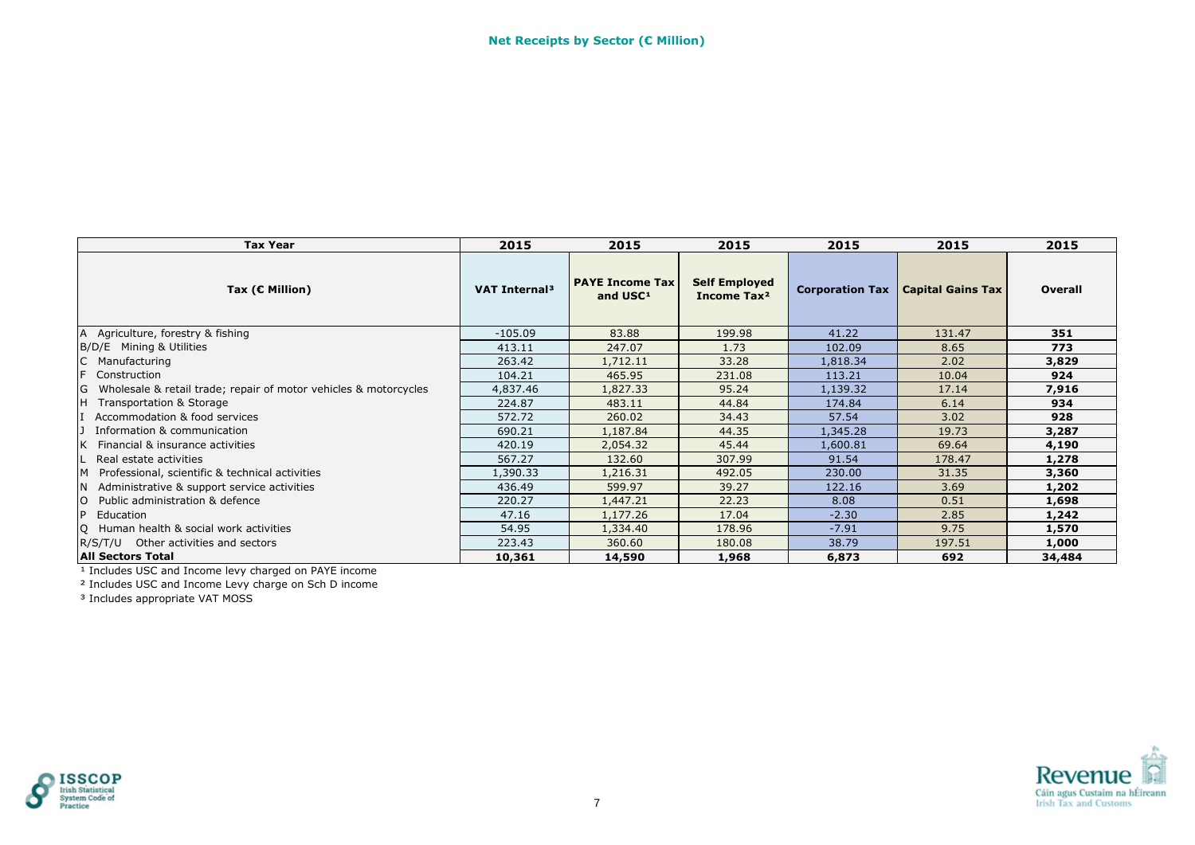## Net Receipts by Sector (€ Million)

| Tax Year | 2015 | 2015 | 2015 | 2015 | 2015 | 2015 |
|---|---|---|---|---|---|---|
| **Tax (€ Million)** | **VAT Internal[3]** | **PAYE Income Tax and USC[1]** | **Self Employed Income Tax[2]** | **Corporation Tax** | **Capital Gains Tax** | **Overall** |
| A Agriculture, forestry & fishing | -105.09 | 83.88 | 199.98 | 41.22 | 131.47 | **351** |
| B/D/E Mining & Utilities | 413.11 | 247.07 | 1.73 | 102.09 | 8.65 | **773** |
| C Manufacturing | 263.42 | 1,712.11 | 33.28 | 1,818.34 | 2.02 | **3,829** |
| F Construction | 104.21 | 465.95 | 231.08 | 113.21 | 10.04 | **924** |
| G Wholesale & retail trade; repair of motor vehicles & motorcycles | 4,837.46 | 1,827.33 | 95.24 | 1,139.32 | 17.14 | **7,916** |
| H Transportation & Storage | 224.87 | 483.11 | 44.84 | 174.84 | 6.14 | **934** |
| I Accommodation & food services | 572.72 | 260.02 | 34.43 | 57.54 | 3.02 | **928** |
| J Information & communication | 690.21 | 1,187.84 | 44.35 | 1,345.28 | 19.73 | **3,287** |
| K Financial & insurance activities | 420.19 | 2,054.32 | 45.44 | 1,600.81 | 69.64 | **4,190** |
| L Real estate activities | 567.27 | 132.60 | 307.99 | 91.54 | 178.47 | **1,278** |
| M Professional, scientific & technical activities | 1,390.33 | 1,216.31 | 492.05 | 230.00 | 31.35 | **3,360** |
| N Administrative & support service activities | 436.49 | 599.97 | 39.27 | 122.16 | 3.69 | **1,202** |
| O Public administration & defence | 220.27 | 1,447.21 | 22.23 | 8.08 | 0.51 | **1,698** |
| P Education | 47.16 | 1,177.26 | 17.04 | -2.30 | 2.85 | **1,242** |
| Q Human health & social work activities | 54.95 | 1,334.40 | 178.96 | -7.91 | 9.75 | **1,570** |
| R/S/T/U Other activities and sectors | 223.43 | 360.60 | 180.08 | 38.79 | 197.51 | **1,000** |
| **All Sectors Total** | **10,361** | **14,590** | **1,968** | **6,873** | **692** | **34,484** |

[1] Includes USC and Income levy charged on PAYE income

[2] Includes USC and Income Levy charge on Sch D income

[3] Includes appropriate VAT MOSS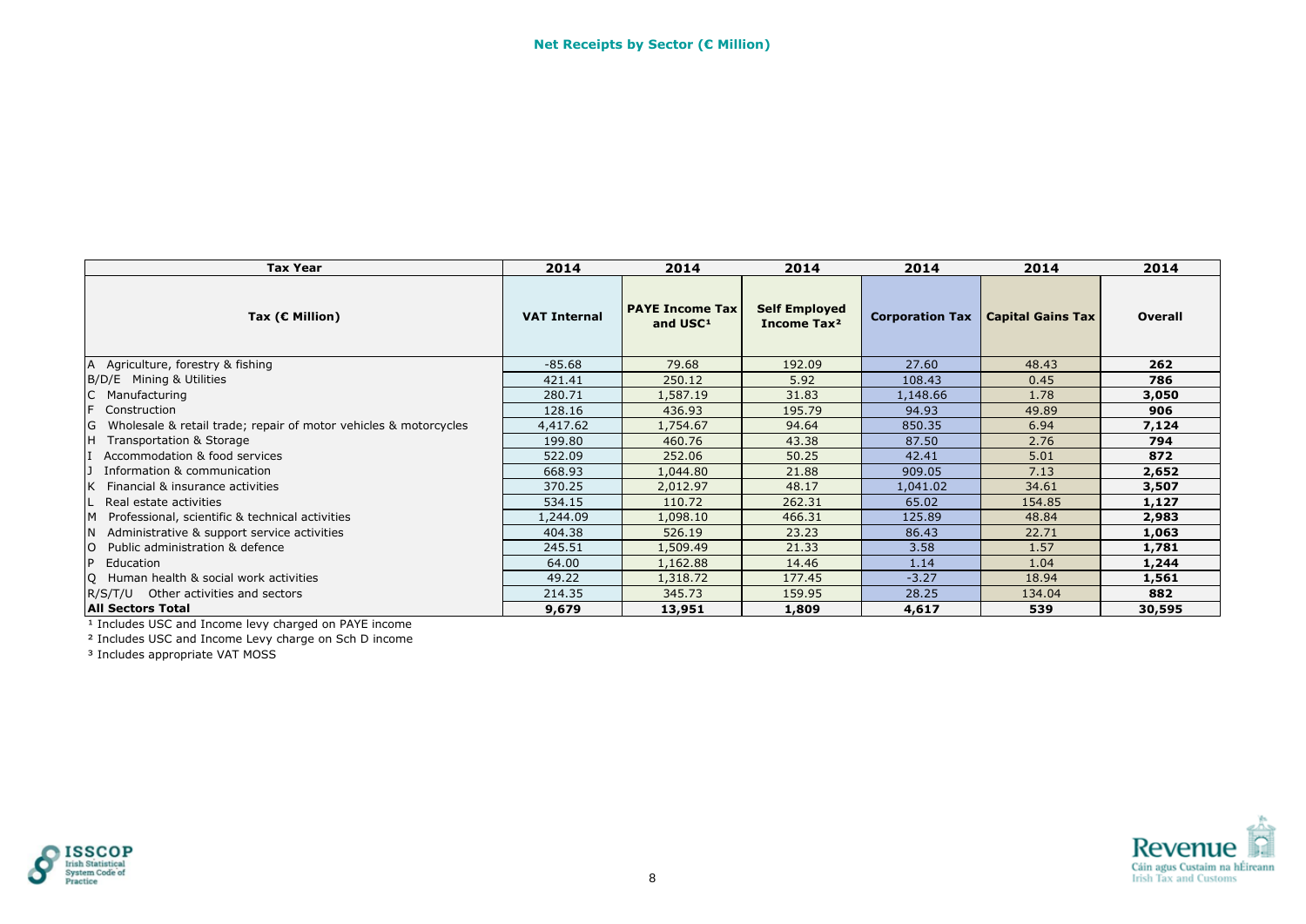## Net Receipts by Sector (€ Million)

| Tax Year | 2014 | 2014 | 2014 | 2014 | 2014 | 2014 |
|---|---|---|---|---|---|---|
| Tax (€ Million) | VAT Internal | PAYE Income Tax and USC[1] | Self Employed Income Tax[2] | Corporation Tax | Capital Gains Tax | Overall |
| A Agriculture, forestry & fishing | -85.68 | 79.68 | 192.09 | 27.60 | 48.43 | **262** |
| B/D/E Mining & Utilities | 421.41 | 250.12 | 5.92 | 108.43 | 0.45 | **786** |
| C Manufacturing | 280.71 | 1,587.19 | 31.83 | 1,148.66 | 1.78 | **3,050** |
| F Construction | 128.16 | 436.93 | 195.79 | 94.93 | 49.89 | **906** |
| G Wholesale & retail trade; repair of motor vehicles & motorcycles | 4,417.62 | 1,754.67 | 94.64 | 850.35 | 6.94 | **7,124** |
| H Transportation & Storage | 199.80 | 460.76 | 43.38 | 87.50 | 2.76 | **794** |
| I Accommodation & food services | 522.09 | 252.06 | 50.25 | 42.41 | 5.01 | **872** |
| J Information & communication | 668.93 | 1,044.80 | 21.88 | 909.05 | 7.13 | **2,652** |
| K Financial & insurance activities | 370.25 | 2,012.97 | 48.17 | 1,041.02 | 34.61 | **3,507** |
| L Real estate activities | 534.15 | 110.72 | 262.31 | 65.02 | 154.85 | **1,127** |
| M Professional, scientific & technical activities | 1,244.09 | 1,098.10 | 466.31 | 125.89 | 48.84 | **2,983** |
| N Administrative & support service activities | 404.38 | 526.19 | 23.23 | 86.43 | 22.71 | **1,063** |
| O Public administration & defence | 245.51 | 1,509.49 | 21.33 | 3.58 | 1.57 | **1,781** |
| P Education | 64.00 | 1,162.88 | 14.46 | 1.14 | 1.04 | **1,244** |
| Q Human health & social work activities | 49.22 | 1,318.72 | 177.45 | -3.27 | 18.94 | **1,561** |
| R/S/T/U Other activities and sectors | 214.35 | 345.73 | 159.95 | 28.25 | 134.04 | **882** |
| **All Sectors Total** | **9,679** | **13,951** | **1,809** | **4,617** | **539** | **30,595** |

[1] Includes USC and Income levy charged on PAYE income

[2] Includes USC and Income Levy charge on Sch D income

[3] Includes appropriate VAT MOSS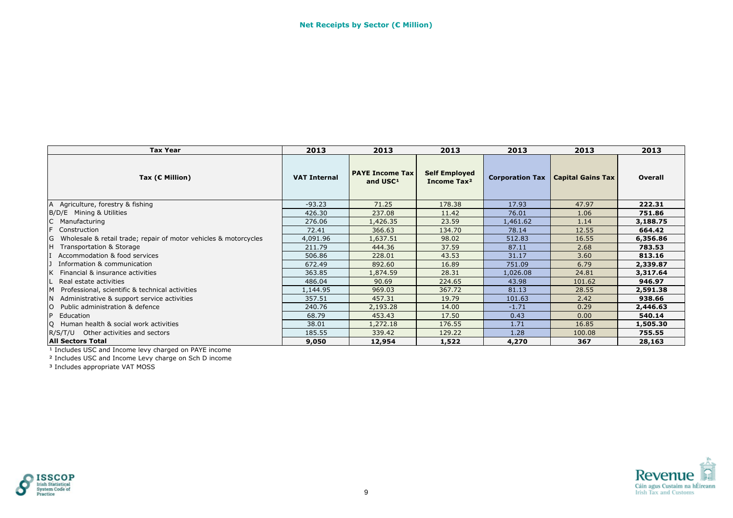## Net Receipts by Sector (€ Million)

| Tax Year | 2013 | 2013 | 2013 | 2013 | 2013 | 2013 |
|---|---|---|---|---|---|---|
| **Tax (€ Million)** | **VAT Internal** | **PAYE Income Tax and USC¹** | **Self Employed Income Tax²** | **Corporation Tax** | **Capital Gains Tax** | **Overall** |
| A Agriculture, forestry & fishing | -93.23 | 71.25 | 178.38 | 17.93 | 47.97 | **222.31** |
| B/D/E Mining & Utilities | 426.30 | 237.08 | 11.42 | 76.01 | 1.06 | **751.86** |
| C Manufacturing | 276.06 | 1,426.35 | 23.59 | 1,461.62 | 1.14 | **3,188.75** |
| F Construction | 72.41 | 366.63 | 134.70 | 78.14 | 12.55 | **664.42** |
| G Wholesale & retail trade; repair of motor vehicles & motorcycles | 4,091.96 | 1,637.51 | 98.02 | 512.83 | 16.55 | **6,356.86** |
| H Transportation & Storage | 211.79 | 444.36 | 37.59 | 87.11 | 2.68 | **783.53** |
| I Accommodation & food services | 506.86 | 228.01 | 43.53 | 31.17 | 3.60 | **813.16** |
| J Information & communication | 672.49 | 892.60 | 16.89 | 751.09 | 6.79 | **2,339.87** |
| K Financial & insurance activities | 363.85 | 1,874.59 | 28.31 | 1,026.08 | 24.81 | **3,317.64** |
| L Real estate activities | 486.04 | 90.69 | 224.65 | 43.98 | 101.62 | **946.97** |
| M Professional, scientific & technical activities | 1,144.95 | 969.03 | 367.72 | 81.13 | 28.55 | **2,591.38** |
| N Administrative & support service activities | 357.51 | 457.31 | 19.79 | 101.63 | 2.42 | **938.66** |
| O Public administration & defence | 240.76 | 2,193.28 | 14.00 | -1.71 | 0.29 | **2,446.63** |
| P Education | 68.79 | 453.43 | 17.50 | 0.43 | 0.00 | **540.14** |
| Q Human health & social work activities | 38.01 | 1,272.18 | 176.55 | 1.71 | 16.85 | **1,505.30** |
| R/S/T/U Other activities and sectors | 185.55 | 339.42 | 129.22 | 1.28 | 100.08 | **755.55** |
| **All Sectors Total** | **9,050** | **12,954** | **1,522** | **4,270** | **367** | **28,163** |

¹ Includes USC and Income levy charged on PAYE income

² Includes USC and Income Levy charge on Sch D income

³ Includes appropriate VAT MOSS